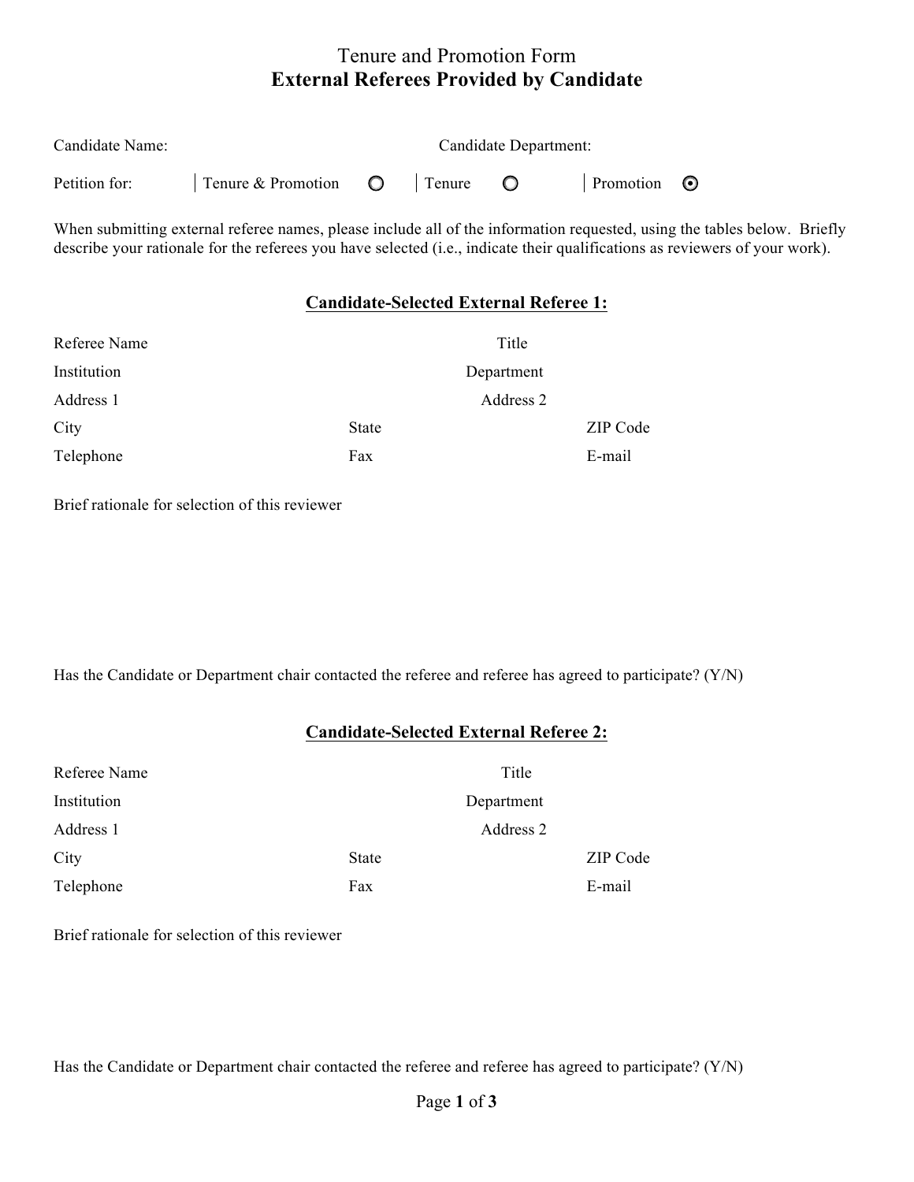# Tenure and Promotion Form
## External Referees Provided by Candidate

Candidate Name: Candidate Department:

Petition for: | Tenure & Promotion ○ | Tenure ○ | Promotion ⊙

When submitting external referee names, please include all of the information requested, using the tables below. Briefly describe your rationale for the referees you have selected (i.e., indicate their qualifications as reviewers of your work).

### Candidate-Selected External Referee 1:

| | | |
|---|---|---|
| Referee Name | Title | |
| Institution | Department | |
| Address 1 | Address 2 | |
| City | State | ZIP Code |
| Telephone | Fax | E-mail |

Brief rationale for selection of this reviewer

Has the Candidate or Department chair contacted the referee and referee has agreed to participate? (Y/N)

### Candidate-Selected External Referee 2:

| | | |
|---|---|---|
| Referee Name | Title | |
| Institution | Department | |
| Address 1 | Address 2 | |
| City | State | ZIP Code |
| Telephone | Fax | E-mail |

Brief rationale for selection of this reviewer

Has the Candidate or Department chair contacted the referee and referee has agreed to participate? (Y/N)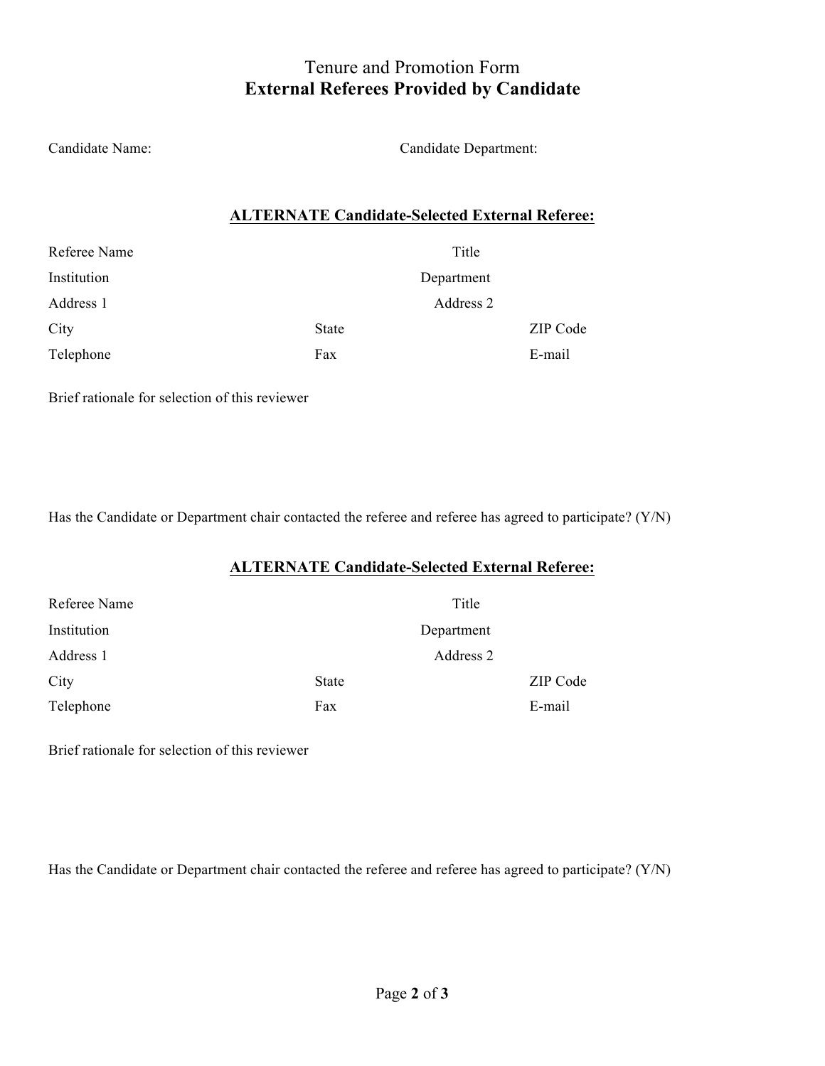# Tenure and Promotion Form
## External Referees Provided by Candidate

Candidate Name: Candidate Department:

### ALTERNATE Candidate-Selected External Referee:

| | | |
|---|---|---|
| Referee Name | | Title |
| Institution | | Department |
| Address 1 | | Address 2 |
| City | State | ZIP Code |
| Telephone | Fax | E-mail |

Brief rationale for selection of this reviewer

Has the Candidate or Department chair contacted the referee and referee has agreed to participate? (Y/N)

### ALTERNATE Candidate-Selected External Referee:

| | | |
|---|---|---|
| Referee Name | | Title |
| Institution | | Department |
| Address 1 | | Address 2 |
| City | State | ZIP Code |
| Telephone | Fax | E-mail |

Brief rationale for selection of this reviewer

Has the Candidate or Department chair contacted the referee and referee has agreed to participate? (Y/N)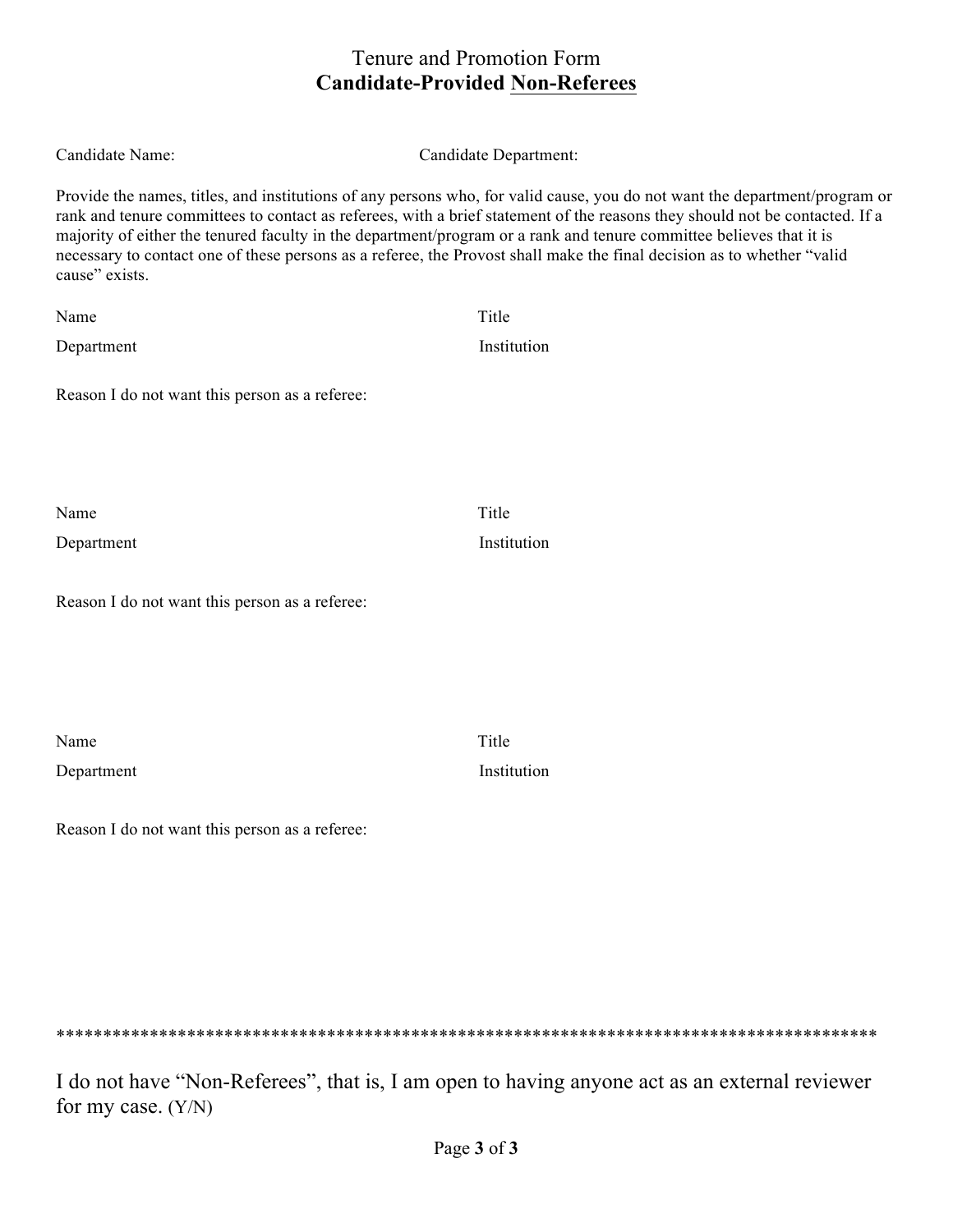# Tenure and Promotion Form
## **Candidate-Provided Non-Referees**

Candidate Name: Candidate Department:

Provide the names, titles, and institutions of any persons who, for valid cause, you do not want the department/program or rank and tenure committees to contact as referees, with a brief statement of the reasons they should not be contacted. If a majority of either the tenured faculty in the department/program or a rank and tenure committee believes that it is necessary to contact one of these persons as a referee, the Provost shall make the final decision as to whether "valid cause" exists.

Name Title

Department Institution

Reason I do not want this person as a referee:

Name Title

Department Institution

Reason I do not want this person as a referee:

Name Title

Department Institution

Reason I do not want this person as a referee:

*************************************************************************************************

I do not have "Non-Referees", that is, I am open to having anyone act as an external reviewer for my case. (Y/N)